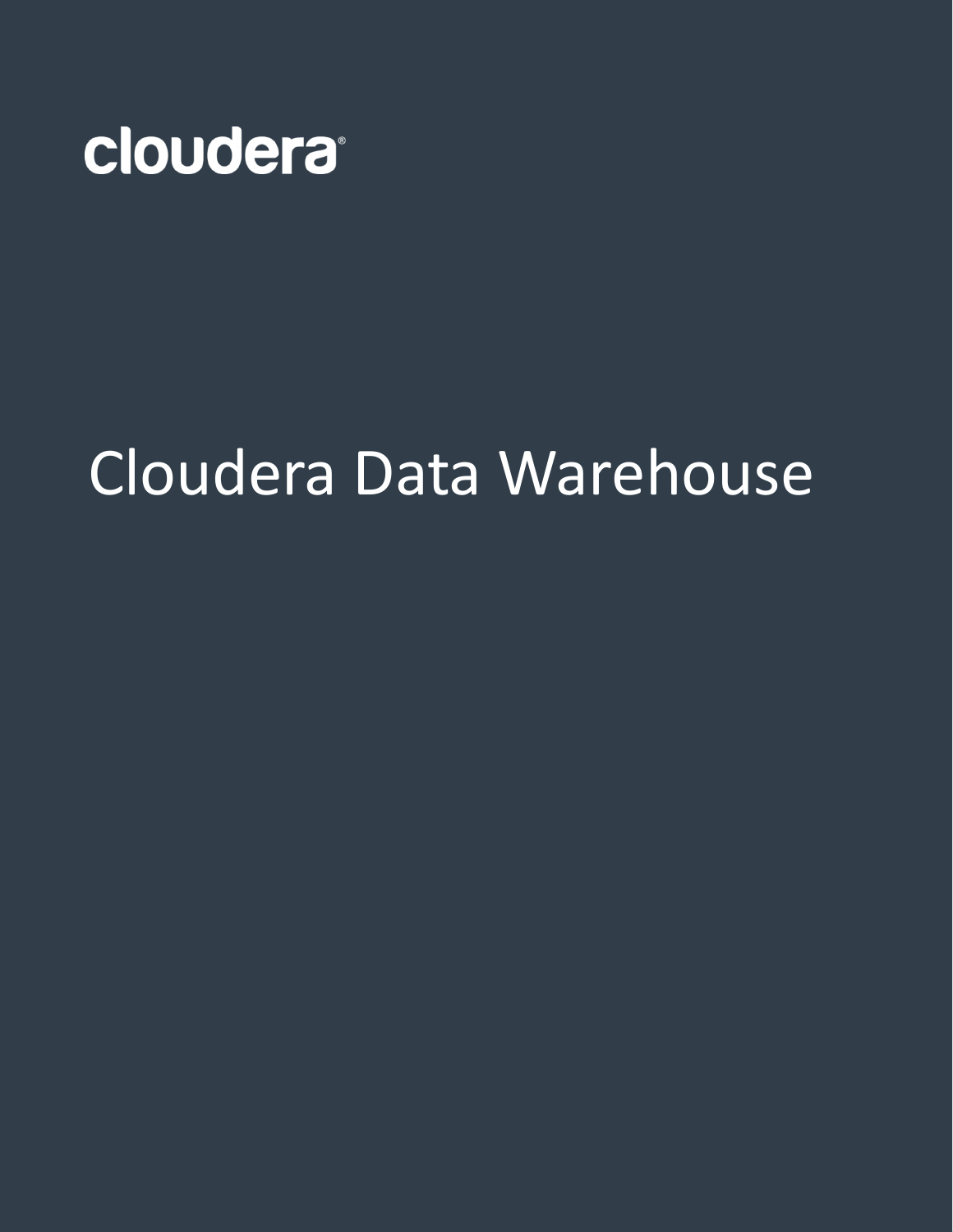cloudera

# Cloudera Data Warehouse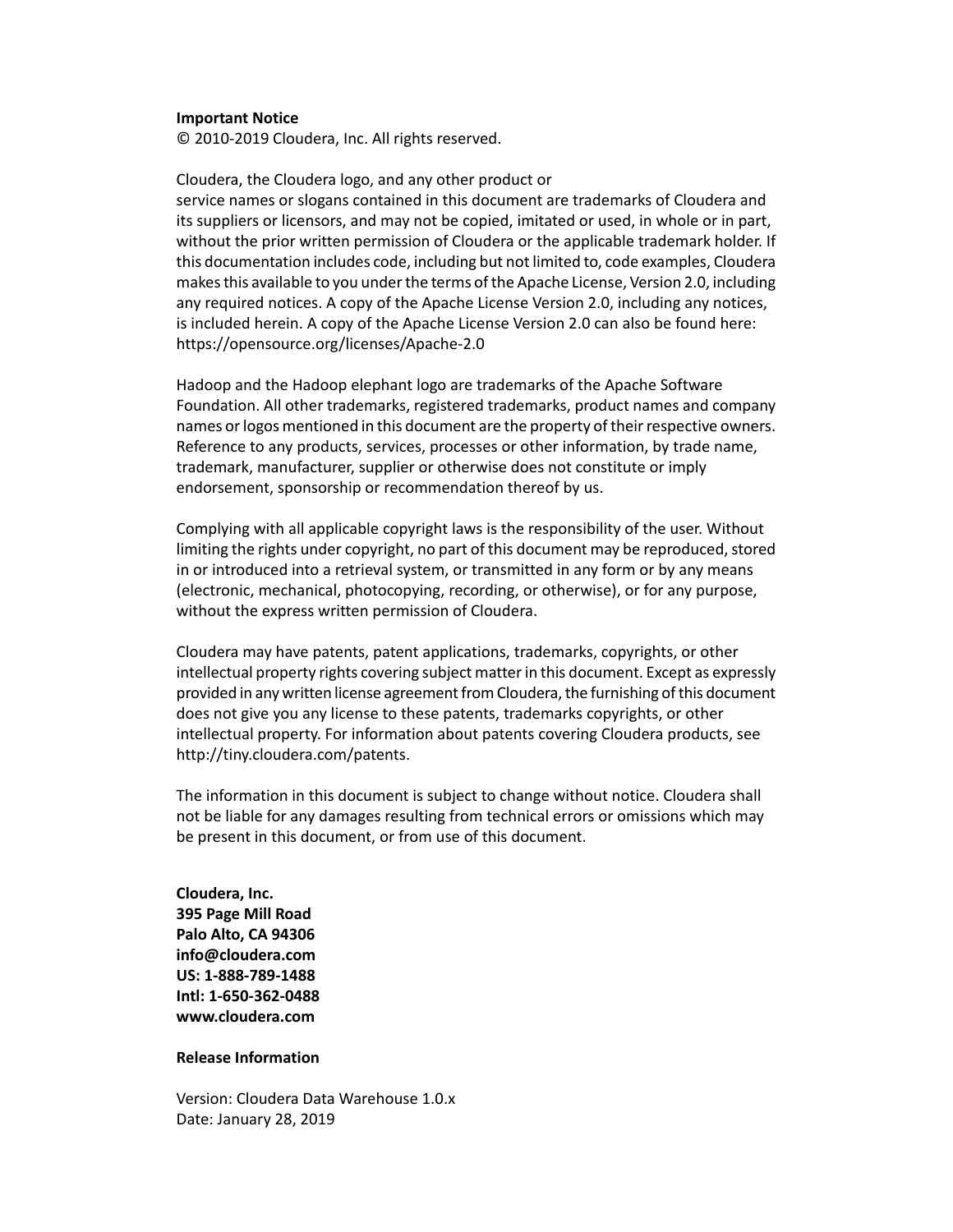**Important Notice**

© 2010-2019 Cloudera, Inc. All rights reserved.

Cloudera, the Cloudera logo, and any other product or service names or slogans contained in this document are trademarks of Cloudera and its suppliers or licensors, and may not be copied, imitated or used, in whole or in part, without the prior written permission of Cloudera or the applicable trademark holder. If this documentation includes code, including but not limited to, code examples, Cloudera makes this available to you under the terms of the Apache License, Version 2.0, including any required notices. A copy of the Apache License Version 2.0, including any notices, is included herein. A copy of the Apache License Version 2.0 can also be found here: https://opensource.org/licenses/Apache-2.0

Hadoop and the Hadoop elephant logo are trademarks of the Apache Software Foundation. All other trademarks, registered trademarks, product names and company names or logos mentioned in this document are the property of their respective owners. Reference to any products, services, processes or other information, by trade name, trademark, manufacturer, supplier or otherwise does not constitute or imply endorsement, sponsorship or recommendation thereof by us.

Complying with all applicable copyright laws is the responsibility of the user. Without limiting the rights under copyright, no part of this document may be reproduced, stored in or introduced into a retrieval system, or transmitted in any form or by any means (electronic, mechanical, photocopying, recording, or otherwise), or for any purpose, without the express written permission of Cloudera.

Cloudera may have patents, patent applications, trademarks, copyrights, or other intellectual property rights covering subject matter in this document. Except as expressly provided in any written license agreement from Cloudera, the furnishing of this document does not give you any license to these patents, trademarks copyrights, or other intellectual property. For information about patents covering Cloudera products, see http://tiny.cloudera.com/patents.

The information in this document is subject to change without notice. Cloudera shall not be liable for any damages resulting from technical errors or omissions which may be present in this document, or from use of this document.

**Cloudera, Inc.**
**395 Page Mill Road**
**Palo Alto, CA 94306**
**info@cloudera.com**
**US: 1-888-789-1488**
**Intl: 1-650-362-0488**
**www.cloudera.com**

**Release Information**

Version: Cloudera Data Warehouse 1.0.x
Date: January 28, 2019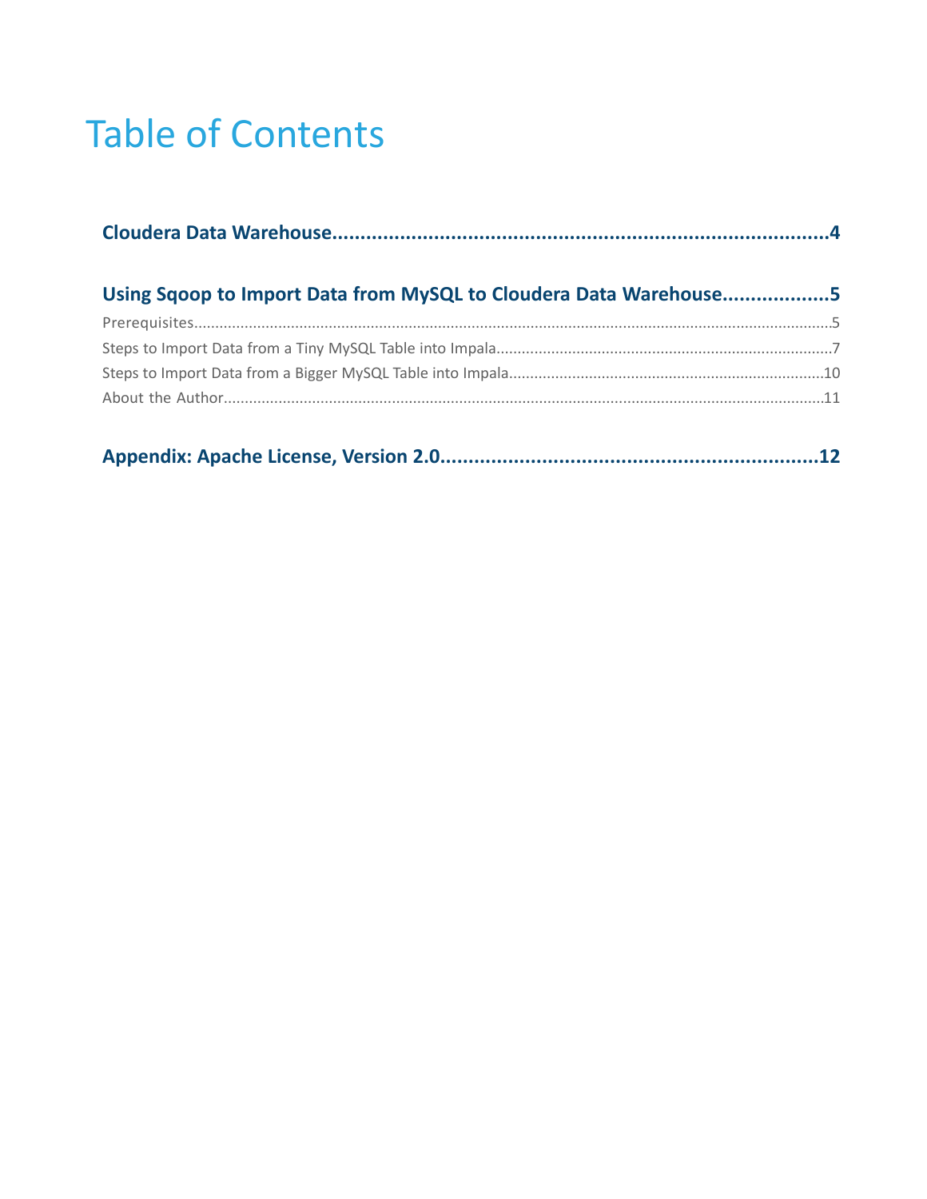# Table of Contents

**Cloudera Data Warehouse........................................................................................4**

**Using Sqoop to Import Data from MySQL to Cloudera Data Warehouse..................5**

Prerequisites.......................................................................................................................................5

Steps to Import Data from a Tiny MySQL Table into Impala...............................................................7

Steps to Import Data from a Bigger MySQL Table into Impala..........................................................10

About the Author...............................................................................................................................11

**Appendix: Apache License, Version 2.0..................................................................12**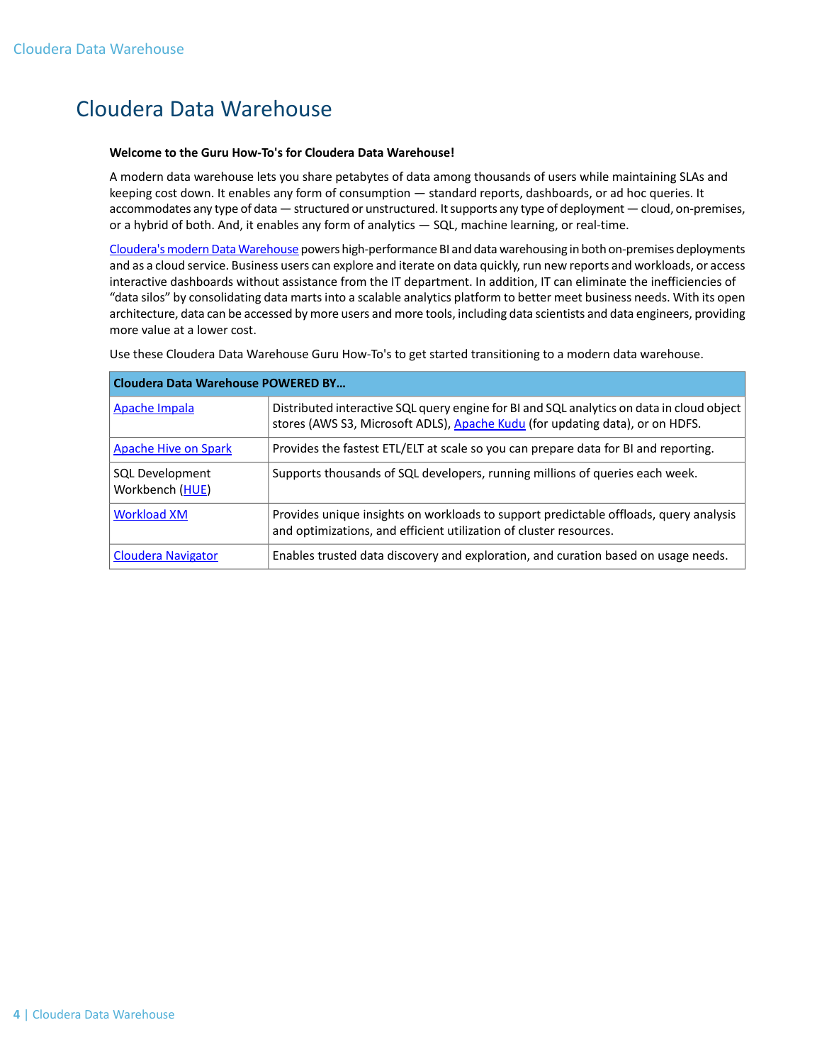# Cloudera Data Warehouse

**Welcome to the Guru How-To's for Cloudera Data Warehouse!**

A modern data warehouse lets you share petabytes of data among thousands of users while maintaining SLAs and keeping cost down. It enables any form of consumption — standard reports, dashboards, or ad hoc queries. It accommodates any type of data — structured or unstructured. It supports any type of deployment — cloud, on-premises, or a hybrid of both. And, it enables any form of analytics — SQL, machine learning, or real-time.

Cloudera's modern Data Warehouse powers high-performance BI and data warehousing in both on-premises deployments and as a cloud service. Business users can explore and iterate on data quickly, run new reports and workloads, or access interactive dashboards without assistance from the IT department. In addition, IT can eliminate the inefficiencies of "data silos" by consolidating data marts into a scalable analytics platform to better meet business needs. With its open architecture, data can be accessed by more users and more tools, including data scientists and data engineers, providing more value at a lower cost.

Use these Cloudera Data Warehouse Guru How-To's to get started transitioning to a modern data warehouse.

| **Cloudera Data Warehouse POWERED BY...** | |
|---|---|
| Apache Impala | Distributed interactive SQL query engine for BI and SQL analytics on data in cloud object stores (AWS S3, Microsoft ADLS), Apache Kudu (for updating data), or on HDFS. |
| Apache Hive on Spark | Provides the fastest ETL/ELT at scale so you can prepare data for BI and reporting. |
| SQL Development Workbench (HUE) | Supports thousands of SQL developers, running millions of queries each week. |
| Workload XM | Provides unique insights on workloads to support predictable offloads, query analysis and optimizations, and efficient utilization of cluster resources. |
| Cloudera Navigator | Enables trusted data discovery and exploration, and curation based on usage needs. |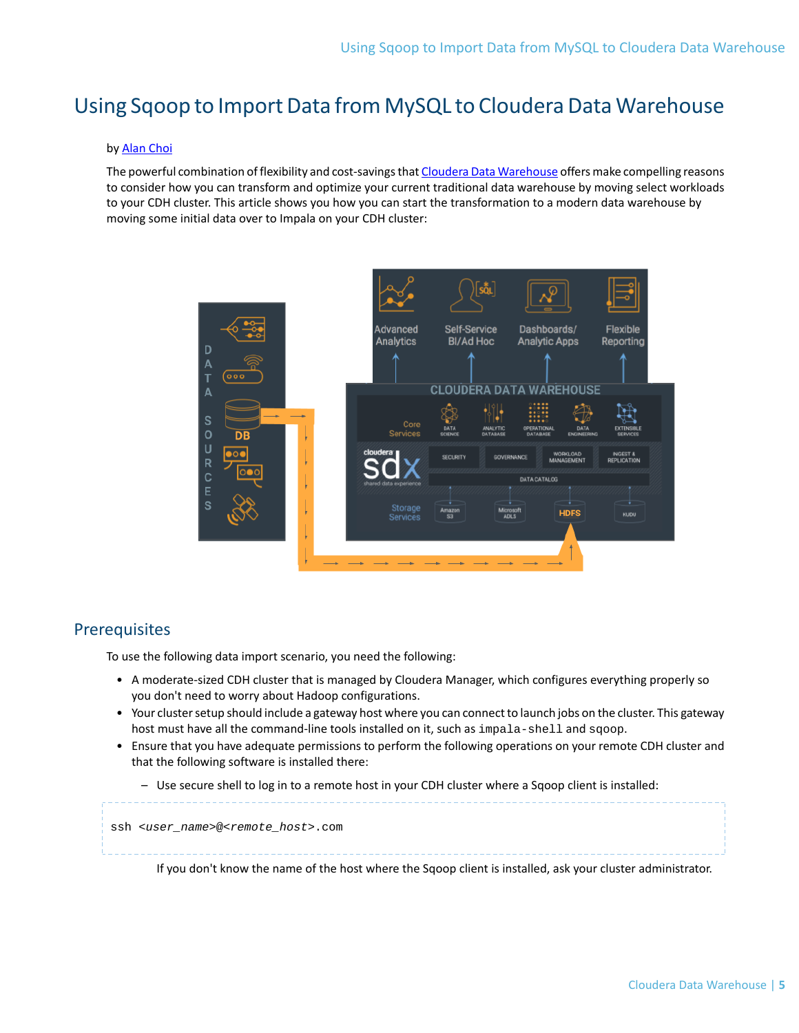# Using Sqoop to Import Data from MySQL to Cloudera Data Warehouse

by Alan Choi

The powerful combination of flexibility and cost-savings that Cloudera Data Warehouse offers make compelling reasons to consider how you can transform and optimize your current traditional data warehouse by moving select workloads to your CDH cluster. This article shows you how you can start the transformation to a modern data warehouse by moving some initial data over to Impala on your CDH cluster:

## Prerequisites

To use the following data import scenario, you need the following:

- A moderate-sized CDH cluster that is managed by Cloudera Manager, which configures everything properly so you don't need to worry about Hadoop configurations.
- Your cluster setup should include a gateway host where you can connect to launch jobs on the cluster. This gateway host must have all the command-line tools installed on it, such as `impala-shell` and `sqoop`.
- Ensure that you have adequate permissions to perform the following operations on your remote CDH cluster and that the following software is installed there:
  - Use secure shell to log in to a remote host in your CDH cluster where a Sqoop client is installed:

```
ssh <user_name>@<remote_host>.com
```

If you don't know the name of the host where the Sqoop client is installed, ask your cluster administrator.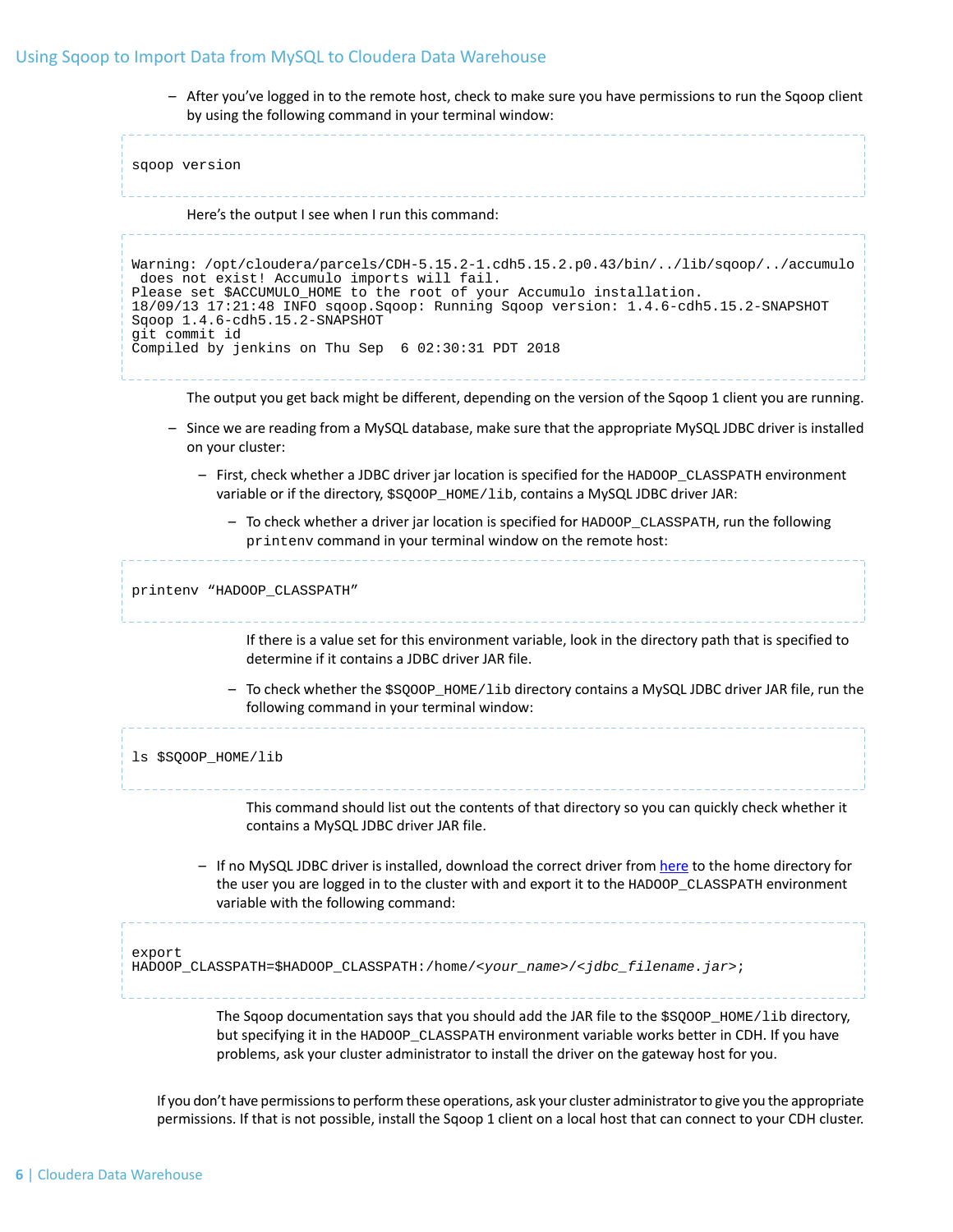- After you've logged in to the remote host, check to make sure you have permissions to run the Sqoop client by using the following command in your terminal window:

```
sqoop version
```

  Here's the output I see when I run this command:

```
Warning: /opt/cloudera/parcels/CDH-5.15.2-1.cdh5.15.2.p0.43/bin/../lib/sqoop/../accumulo
 does not exist! Accumulo imports will fail.
Please set $ACCUMULO_HOME to the root of your Accumulo installation.
18/09/13 17:21:48 INFO sqoop.Sqoop: Running Sqoop version: 1.4.6-cdh5.15.2-SNAPSHOT
Sqoop 1.4.6-cdh5.15.2-SNAPSHOT
git commit id
Compiled by jenkins on Thu Sep  6 02:30:31 PDT 2018
```

  The output you get back might be different, depending on the version of the Sqoop 1 client you are running.

- Since we are reading from a MySQL database, make sure that the appropriate MySQL JDBC driver is installed on your cluster:
  - First, check whether a JDBC driver jar location is specified for the `HADOOP_CLASSPATH` environment variable or if the directory, `$SQOOP_HOME/lib`, contains a MySQL JDBC driver JAR:
    - To check whether a driver jar location is specified for `HADOOP_CLASSPATH`, run the following `printenv` command in your terminal window on the remote host:

```
printenv "HADOOP_CLASSPATH"
```

      If there is a value set for this environment variable, look in the directory path that is specified to determine if it contains a JDBC driver JAR file.

    - To check whether the `$SQOOP_HOME/lib` directory contains a MySQL JDBC driver JAR file, run the following command in your terminal window:

```
ls $SQOOP_HOME/lib
```

      This command should list out the contents of that directory so you can quickly check whether it contains a MySQL JDBC driver JAR file.

  - If no MySQL JDBC driver is installed, download the correct driver from here to the home directory for the user you are logged in to the cluster with and export it to the `HADOOP_CLASSPATH` environment variable with the following command:

```
export
HADOOP_CLASSPATH=$HADOOP_CLASSPATH:/home/<your_name>/<jdbc_filename.jar>;
```

    The Sqoop documentation says that you should add the JAR file to the `$SQOOP_HOME/lib` directory, but specifying it in the `HADOOP_CLASSPATH` environment variable works better in CDH. If you have problems, ask your cluster administrator to install the driver on the gateway host for you.

If you don't have permissions to perform these operations, ask your cluster administrator to give you the appropriate permissions. If that is not possible, install the Sqoop 1 client on a local host that can connect to your CDH cluster.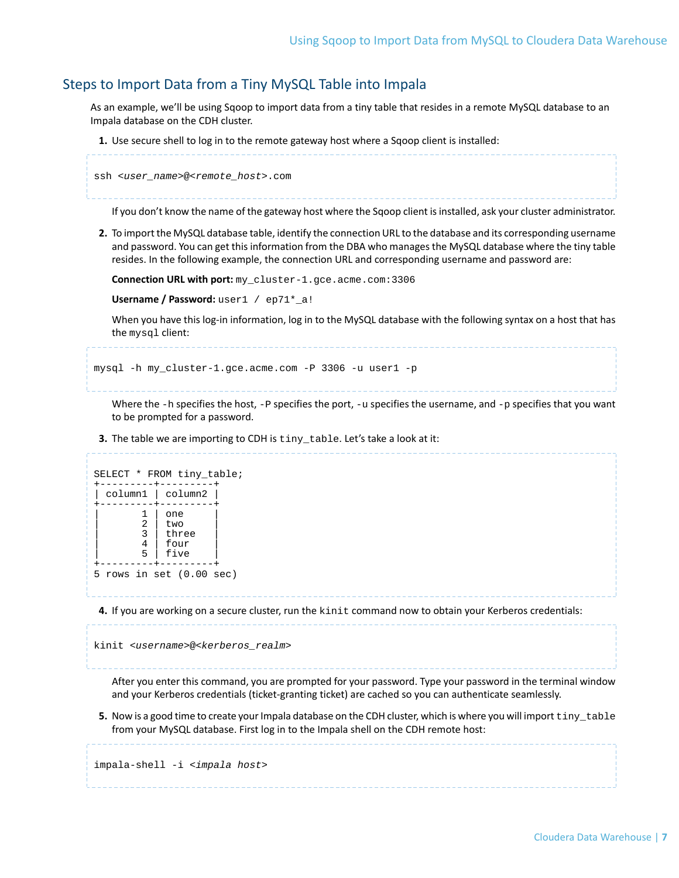## Steps to Import Data from a Tiny MySQL Table into Impala

As an example, we'll be using Sqoop to import data from a tiny table that resides in a remote MySQL database to an Impala database on the CDH cluster.

1. Use secure shell to log in to the remote gateway host where a Sqoop client is installed:

```
ssh <user_name>@<remote_host>.com
```

   If you don't know the name of the gateway host where the Sqoop client is installed, ask your cluster administrator.

2. To import the MySQL database table, identify the connection URL to the database and its corresponding username and password. You can get this information from the DBA who manages the MySQL database where the tiny table resides. In the following example, the connection URL and corresponding username and password are:

   **Connection URL with port:** `my_cluster-1.gce.acme.com:3306`

   **Username / Password:** `user1 / ep71*_a!`

   When you have this log-in information, log in to the MySQL database with the following syntax on a host that has the `mysql` client:

```
mysql -h my_cluster-1.gce.acme.com -P 3306 -u user1 -p
```

   Where the `-h` specifies the host, `-P` specifies the port, `-u` specifies the username, and `-p` specifies that you want to be prompted for a password.

3. The table we are importing to CDH is `tiny_table`. Let's take a look at it:

```
SELECT * FROM tiny_table;
+---------+---------+
| column1 | column2 |
+---------+---------+
|       1 | one     |
|       2 | two     |
|       3 | three   |
|       4 | four    |
|       5 | five    |
+---------+---------+
5 rows in set (0.00 sec)
```

4. If you are working on a secure cluster, run the `kinit` command now to obtain your Kerberos credentials:

```
kinit <username>@<kerberos_realm>
```

   After you enter this command, you are prompted for your password. Type your password in the terminal window and your Kerberos credentials (ticket-granting ticket) are cached so you can authenticate seamlessly.

5. Now is a good time to create your Impala database on the CDH cluster, which is where you will import `tiny_table` from your MySQL database. First log in to the Impala shell on the CDH remote host:

```
impala-shell -i <impala host>
```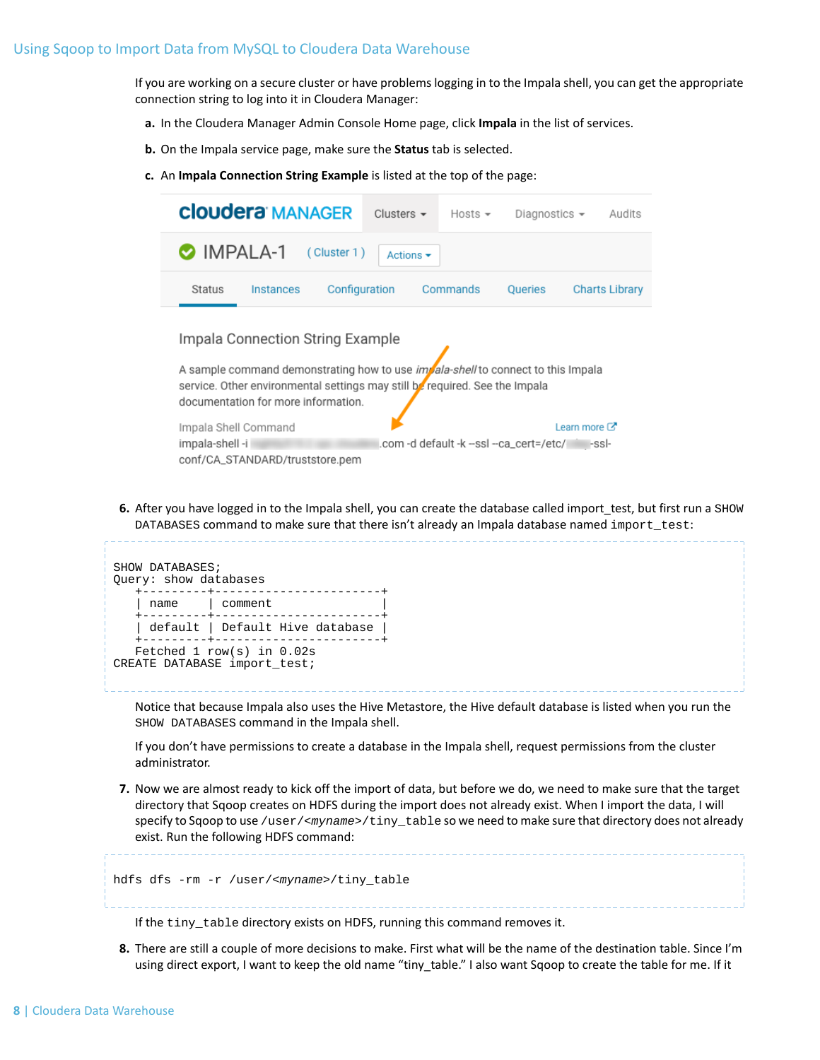If you are working on a secure cluster or have problems logging in to the Impala shell, you can get the appropriate connection string to log into it in Cloudera Manager:

**a.** In the Cloudera Manager Admin Console Home page, click **Impala** in the list of services.

**b.** On the Impala service page, make sure the **Status** tab is selected.

**c.** An **Impala Connection String Example** is listed at the top of the page:

6. After you have logged in to the Impala shell, you can create the database called import_test, but first run a `SHOW DATABASES` command to make sure that there isn't already an Impala database named `import_test`:

```
SHOW DATABASES;
Query: show databases
    +---------+-----------------------+
    | name    | comment               |
    +---------+-----------------------+
    | default | Default Hive database |
    +---------+-----------------------+
    Fetched 1 row(s) in 0.02s
CREATE DATABASE import_test;
```

   Notice that because Impala also uses the Hive Metastore, the Hive default database is listed when you run the `SHOW DATABASES` command in the Impala shell.

   If you don't have permissions to create a database in the Impala shell, request permissions from the cluster administrator.

7. Now we are almost ready to kick off the import of data, but before we do, we need to make sure that the target directory that Sqoop creates on HDFS during the import does not already exist. When I import the data, I will specify to Sqoop to use `/user/<myname>/tiny_table` so we need to make sure that directory does not already exist. Run the following HDFS command:

```
hdfs dfs -rm -r /user/<myname>/tiny_table
```

   If the `tiny_table` directory exists on HDFS, running this command removes it.

8. There are still a couple of more decisions to make. First what will be the name of the destination table. Since I'm using direct export, I want to keep the old name "tiny_table." I also want Sqoop to create the table for me. If it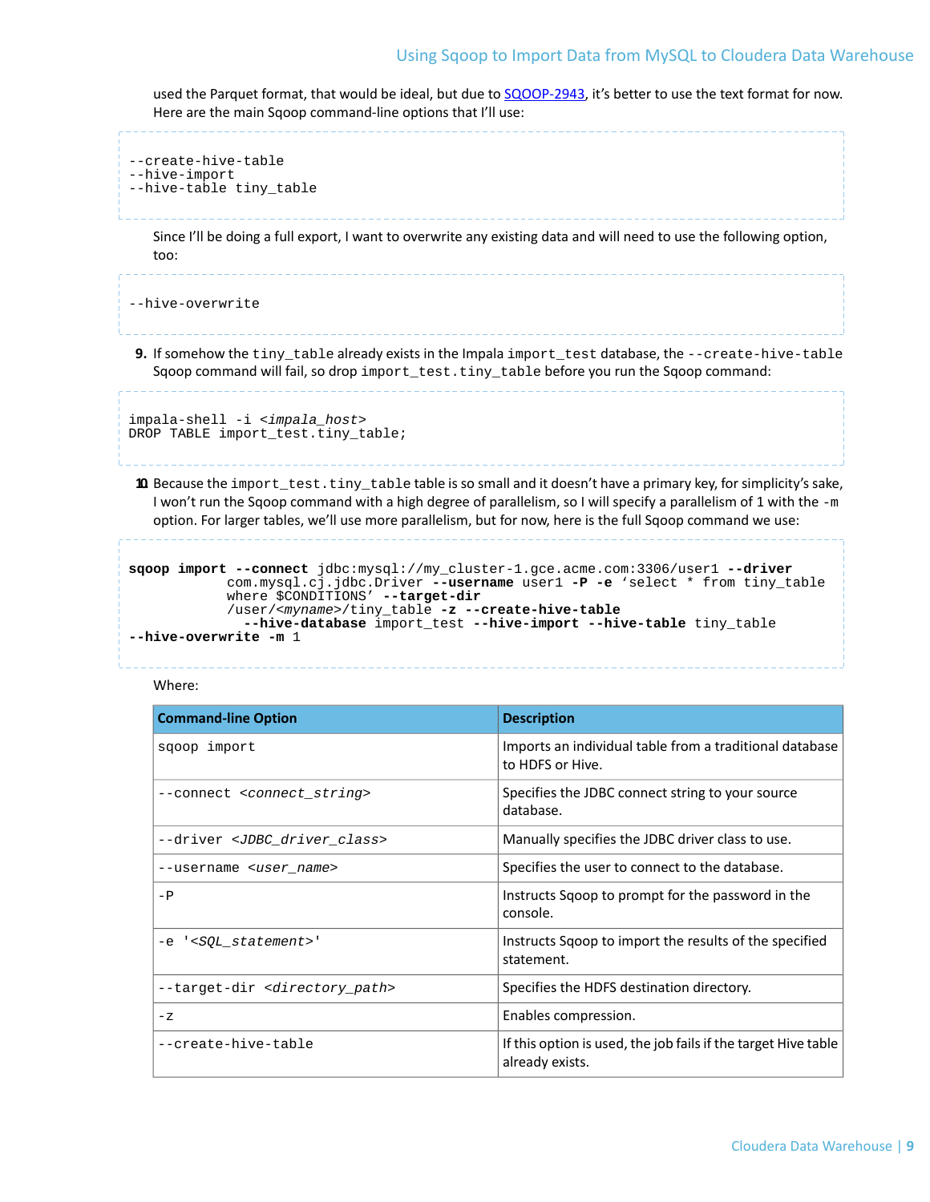used the Parquet format, that would be ideal, but due to [SQOOP-2943](SQOOP-2943), it's better to use the text format for now. Here are the main Sqoop command-line options that I'll use:

```
--create-hive-table
--hive-import
--hive-table tiny_table
```

Since I'll be doing a full export, I want to overwrite any existing data and will need to use the following option, too:

```
--hive-overwrite
```

9. If somehow the `tiny_table` already exists in the Impala `import_test` database, the `--create-hive-table` Sqoop command will fail, so drop `import_test.tiny_table` before you run the Sqoop command:

```
impala-shell -i <impala_host>
DROP TABLE import_test.tiny_table;
```

10. Because the `import_test.tiny_table` table is so small and it doesn't have a primary key, for simplicity's sake, I won't run the Sqoop command with a high degree of parallelism, so I will specify a parallelism of 1 with the `-m` option. For larger tables, we'll use more parallelism, but for now, here is the full Sqoop command we use:

```
sqoop import --connect jdbc:mysql://my_cluster-1.gce.acme.com:3306/user1 --driver
            com.mysql.cj.jdbc.Driver --username user1 -P -e 'select * from tiny_table
            where $CONDITIONS' --target-dir
            /user/<myname>/tiny_table -z --create-hive-table
              --hive-database import_test --hive-import --hive-table tiny_table
--hive-overwrite -m 1
```

Where:

| Command-line Option | Description |
|---|---|
| `sqoop import` | Imports an individual table from a traditional database to HDFS or Hive. |
| `--connect <connect_string>` | Specifies the JDBC connect string to your source database. |
| `--driver <JDBC_driver_class>` | Manually specifies the JDBC driver class to use. |
| `--username <user_name>` | Specifies the user to connect to the database. |
| `-P` | Instructs Sqoop to prompt for the password in the console. |
| `-e '<SQL_statement>'` | Instructs Sqoop to import the results of the specified statement. |
| `--target-dir <directory_path>` | Specifies the HDFS destination directory. |
| `-z` | Enables compression. |
| `--create-hive-table` | If this option is used, the job fails if the target Hive table already exists. |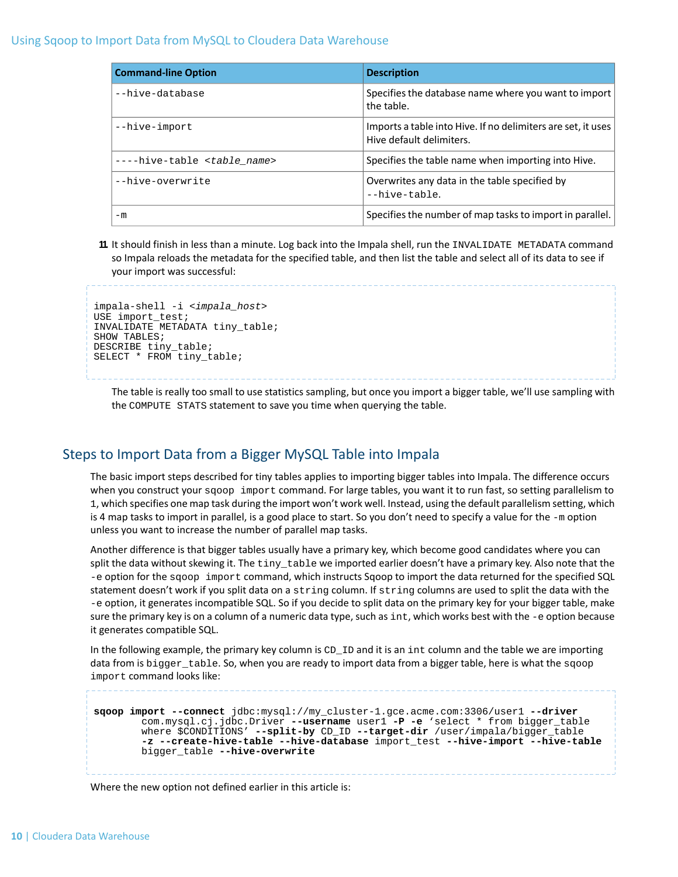| Command-line Option | Description |
| --- | --- |
| `--hive-database` | Specifies the database name where you want to import the table. |
| `--hive-import` | Imports a table into Hive. If no delimiters are set, it uses Hive default delimiters. |
| `----hive-table <table_name>` | Specifies the table name when importing into Hive. |
| `--hive-overwrite` | Overwrites any data in the table specified by `--hive-table`. |
| `-m` | Specifies the number of map tasks to import in parallel. |

11. It should finish in less than a minute. Log back into the Impala shell, run the `INVALIDATE METADATA` command so Impala reloads the metadata for the specified table, and then list the table and select all of its data to see if your import was successful:

```
impala-shell -i <impala_host>
USE import_test;
INVALIDATE METADATA tiny_table;
SHOW TABLES;
DESCRIBE tiny_table;
SELECT * FROM tiny_table;
```

The table is really too small to use statistics sampling, but once you import a bigger table, we'll use sampling with the `COMPUTE STATS` statement to save you time when querying the table.

## Steps to Import Data from a Bigger MySQL Table into Impala

The basic import steps described for tiny tables applies to importing bigger tables into Impala. The difference occurs when you construct your `sqoop import` command. For large tables, you want it to run fast, so setting parallelism to 1, which specifies one map task during the import won't work well. Instead, using the default parallelism setting, which is 4 map tasks to import in parallel, is a good place to start. So you don't need to specify a value for the `-m` option unless you want to increase the number of parallel map tasks.

Another difference is that bigger tables usually have a primary key, which become good candidates where you can split the data without skewing it. The `tiny_table` we imported earlier doesn't have a primary key. Also note that the `-e` option for the `sqoop import` command, which instructs Sqoop to import the data returned for the specified SQL statement doesn't work if you split data on a `string` column. If `string` columns are used to split the data with the `-e` option, it generates incompatible SQL. So if you decide to split data on the primary key for your bigger table, make sure the primary key is on a column of a numeric data type, such as `int`, which works best with the `-e` option because it generates compatible SQL.

In the following example, the primary key column is `CD_ID` and it is an `int` column and the table we are importing data from is `bigger_table`. So, when you are ready to import data from a bigger table, here is what the `sqoop import` command looks like:

```
sqoop import --connect jdbc:mysql://my_cluster-1.gce.acme.com:3306/user1 --driver
        com.mysql.cj.jdbc.Driver --username user1 -P -e 'select * from bigger_table
        where $CONDITIONS' --split-by CD_ID --target-dir /user/impala/bigger_table
        -z --create-hive-table --hive-database import_test --hive-import --hive-table
        bigger_table --hive-overwrite
```

Where the new option not defined earlier in this article is: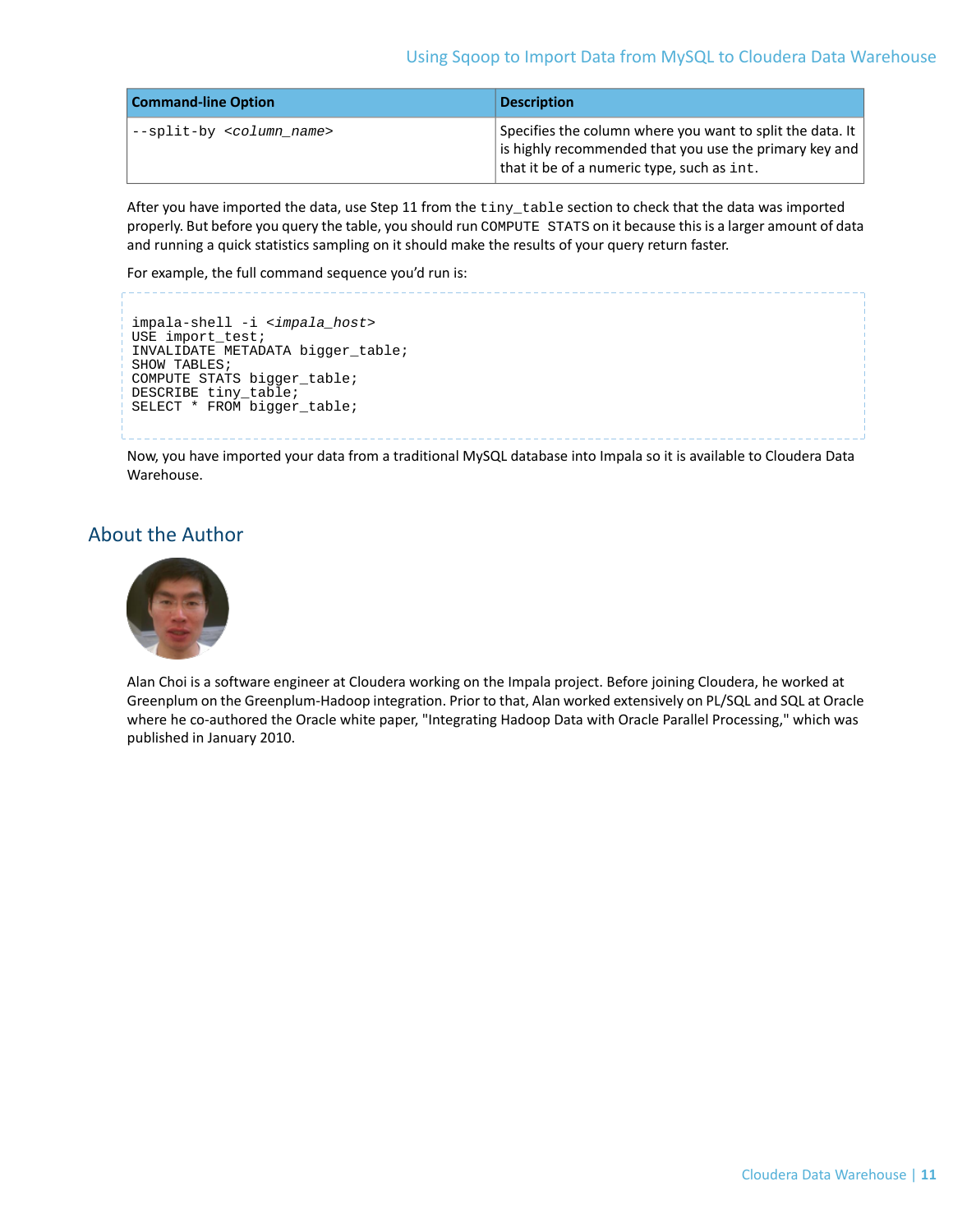| Command-line Option | Description |
|---|---|
| `--split-by <column_name>` | Specifies the column where you want to split the data. It is highly recommended that you use the primary key and that it be of a numeric type, such as `int`. |

After you have imported the data, use Step 11 from the `tiny_table` section to check that the data was imported properly. But before you query the table, you should run `COMPUTE STATS` on it because this is a larger amount of data and running a quick statistics sampling on it should make the results of your query return faster.

For example, the full command sequence you'd run is:

```
impala-shell -i <impala_host>
USE import_test;
INVALIDATE METADATA bigger_table;
SHOW TABLES;
COMPUTE STATS bigger_table;
DESCRIBE tiny_table;
SELECT * FROM bigger_table;
```

Now, you have imported your data from a traditional MySQL database into Impala so it is available to Cloudera Data Warehouse.

## About the Author

Alan Choi is a software engineer at Cloudera working on the Impala project. Before joining Cloudera, he worked at Greenplum on the Greenplum-Hadoop integration. Prior to that, Alan worked extensively on PL/SQL and SQL at Oracle where he co-authored the Oracle white paper, "Integrating Hadoop Data with Oracle Parallel Processing," which was published in January 2010.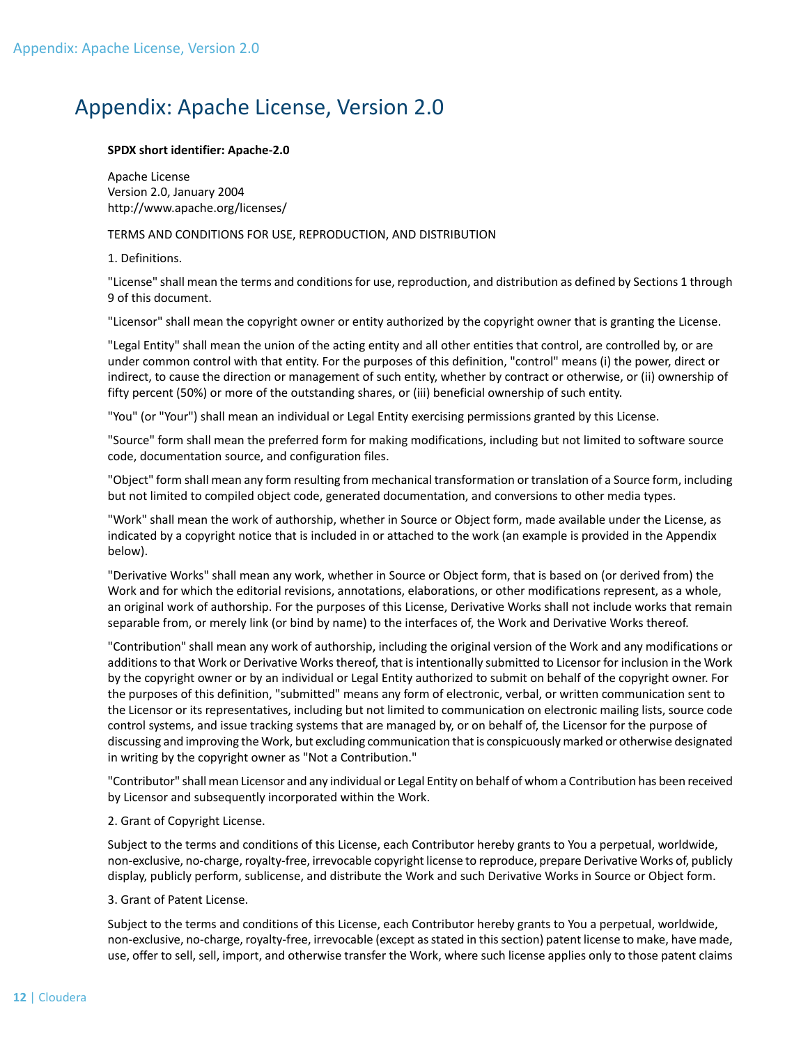# Appendix: Apache License, Version 2.0

**SPDX short identifier: Apache-2.0**

Apache License
Version 2.0, January 2004
http://www.apache.org/licenses/

TERMS AND CONDITIONS FOR USE, REPRODUCTION, AND DISTRIBUTION

1. Definitions.

"License" shall mean the terms and conditions for use, reproduction, and distribution as defined by Sections 1 through 9 of this document.

"Licensor" shall mean the copyright owner or entity authorized by the copyright owner that is granting the License.

"Legal Entity" shall mean the union of the acting entity and all other entities that control, are controlled by, or are under common control with that entity. For the purposes of this definition, "control" means (i) the power, direct or indirect, to cause the direction or management of such entity, whether by contract or otherwise, or (ii) ownership of fifty percent (50%) or more of the outstanding shares, or (iii) beneficial ownership of such entity.

"You" (or "Your") shall mean an individual or Legal Entity exercising permissions granted by this License.

"Source" form shall mean the preferred form for making modifications, including but not limited to software source code, documentation source, and configuration files.

"Object" form shall mean any form resulting from mechanical transformation or translation of a Source form, including but not limited to compiled object code, generated documentation, and conversions to other media types.

"Work" shall mean the work of authorship, whether in Source or Object form, made available under the License, as indicated by a copyright notice that is included in or attached to the work (an example is provided in the Appendix below).

"Derivative Works" shall mean any work, whether in Source or Object form, that is based on (or derived from) the Work and for which the editorial revisions, annotations, elaborations, or other modifications represent, as a whole, an original work of authorship. For the purposes of this License, Derivative Works shall not include works that remain separable from, or merely link (or bind by name) to the interfaces of, the Work and Derivative Works thereof.

"Contribution" shall mean any work of authorship, including the original version of the Work and any modifications or additions to that Work or Derivative Works thereof, that is intentionally submitted to Licensor for inclusion in the Work by the copyright owner or by an individual or Legal Entity authorized to submit on behalf of the copyright owner. For the purposes of this definition, "submitted" means any form of electronic, verbal, or written communication sent to the Licensor or its representatives, including but not limited to communication on electronic mailing lists, source code control systems, and issue tracking systems that are managed by, or on behalf of, the Licensor for the purpose of discussing and improving the Work, but excluding communication that is conspicuously marked or otherwise designated in writing by the copyright owner as "Not a Contribution."

"Contributor" shall mean Licensor and any individual or Legal Entity on behalf of whom a Contribution has been received by Licensor and subsequently incorporated within the Work.

2. Grant of Copyright License.

Subject to the terms and conditions of this License, each Contributor hereby grants to You a perpetual, worldwide, non-exclusive, no-charge, royalty-free, irrevocable copyright license to reproduce, prepare Derivative Works of, publicly display, publicly perform, sublicense, and distribute the Work and such Derivative Works in Source or Object form.

3. Grant of Patent License.

Subject to the terms and conditions of this License, each Contributor hereby grants to You a perpetual, worldwide, non-exclusive, no-charge, royalty-free, irrevocable (except as stated in this section) patent license to make, have made, use, offer to sell, sell, import, and otherwise transfer the Work, where such license applies only to those patent claims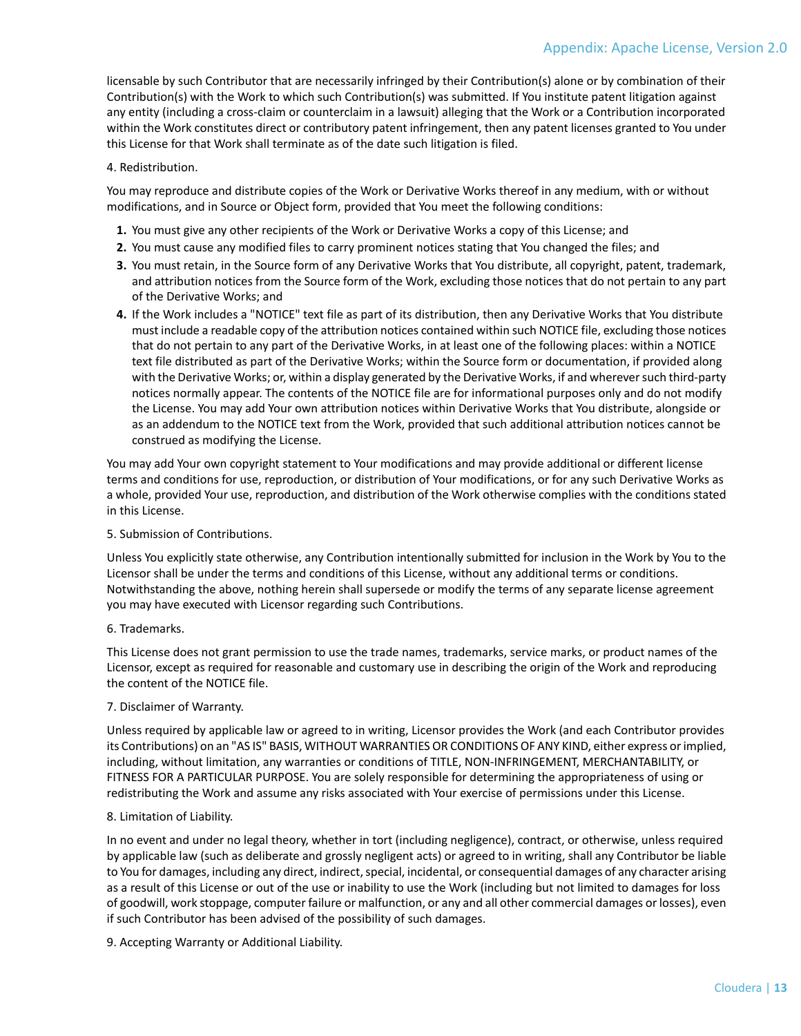licensable by such Contributor that are necessarily infringed by their Contribution(s) alone or by combination of their Contribution(s) with the Work to which such Contribution(s) was submitted. If You institute patent litigation against any entity (including a cross-claim or counterclaim in a lawsuit) alleging that the Work or a Contribution incorporated within the Work constitutes direct or contributory patent infringement, then any patent licenses granted to You under this License for that Work shall terminate as of the date such litigation is filed.

4. Redistribution.

You may reproduce and distribute copies of the Work or Derivative Works thereof in any medium, with or without modifications, and in Source or Object form, provided that You meet the following conditions:

1. You must give any other recipients of the Work or Derivative Works a copy of this License; and
2. You must cause any modified files to carry prominent notices stating that You changed the files; and
3. You must retain, in the Source form of any Derivative Works that You distribute, all copyright, patent, trademark, and attribution notices from the Source form of the Work, excluding those notices that do not pertain to any part of the Derivative Works; and
4. If the Work includes a "NOTICE" text file as part of its distribution, then any Derivative Works that You distribute must include a readable copy of the attribution notices contained within such NOTICE file, excluding those notices that do not pertain to any part of the Derivative Works, in at least one of the following places: within a NOTICE text file distributed as part of the Derivative Works; within the Source form or documentation, if provided along with the Derivative Works; or, within a display generated by the Derivative Works, if and wherever such third-party notices normally appear. The contents of the NOTICE file are for informational purposes only and do not modify the License. You may add Your own attribution notices within Derivative Works that You distribute, alongside or as an addendum to the NOTICE text from the Work, provided that such additional attribution notices cannot be construed as modifying the License.

You may add Your own copyright statement to Your modifications and may provide additional or different license terms and conditions for use, reproduction, or distribution of Your modifications, or for any such Derivative Works as a whole, provided Your use, reproduction, and distribution of the Work otherwise complies with the conditions stated in this License.

5. Submission of Contributions.

Unless You explicitly state otherwise, any Contribution intentionally submitted for inclusion in the Work by You to the Licensor shall be under the terms and conditions of this License, without any additional terms or conditions. Notwithstanding the above, nothing herein shall supersede or modify the terms of any separate license agreement you may have executed with Licensor regarding such Contributions.

6. Trademarks.

This License does not grant permission to use the trade names, trademarks, service marks, or product names of the Licensor, except as required for reasonable and customary use in describing the origin of the Work and reproducing the content of the NOTICE file.

7. Disclaimer of Warranty.

Unless required by applicable law or agreed to in writing, Licensor provides the Work (and each Contributor provides its Contributions) on an "AS IS" BASIS, WITHOUT WARRANTIES OR CONDITIONS OF ANY KIND, either express or implied, including, without limitation, any warranties or conditions of TITLE, NON-INFRINGEMENT, MERCHANTABILITY, or FITNESS FOR A PARTICULAR PURPOSE. You are solely responsible for determining the appropriateness of using or redistributing the Work and assume any risks associated with Your exercise of permissions under this License.

8. Limitation of Liability.

In no event and under no legal theory, whether in tort (including negligence), contract, or otherwise, unless required by applicable law (such as deliberate and grossly negligent acts) or agreed to in writing, shall any Contributor be liable to You for damages, including any direct, indirect, special, incidental, or consequential damages of any character arising as a result of this License or out of the use or inability to use the Work (including but not limited to damages for loss of goodwill, work stoppage, computer failure or malfunction, or any and all other commercial damages or losses), even if such Contributor has been advised of the possibility of such damages.

9. Accepting Warranty or Additional Liability.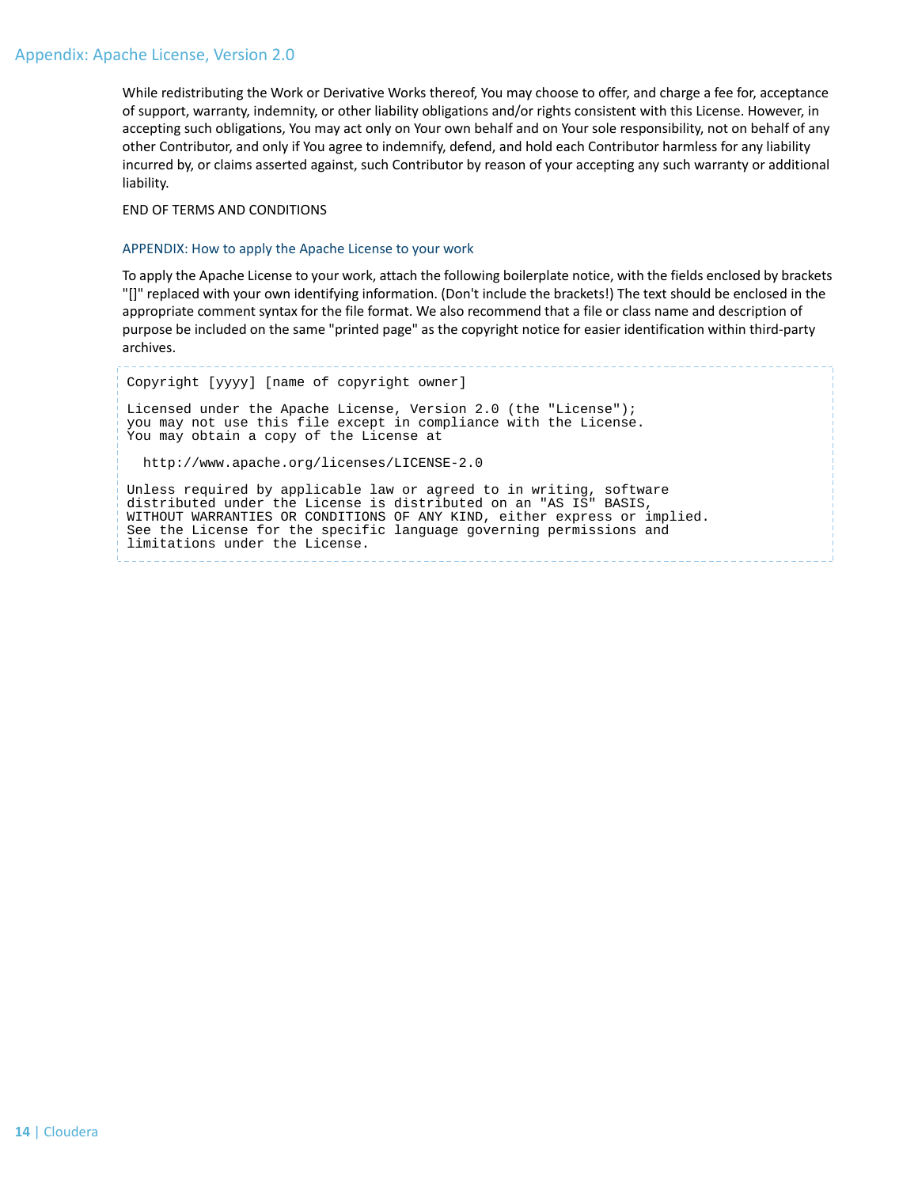While redistributing the Work or Derivative Works thereof, You may choose to offer, and charge a fee for, acceptance of support, warranty, indemnity, or other liability obligations and/or rights consistent with this License. However, in accepting such obligations, You may act only on Your own behalf and on Your sole responsibility, not on behalf of any other Contributor, and only if You agree to indemnify, defend, and hold each Contributor harmless for any liability incurred by, or claims asserted against, such Contributor by reason of your accepting any such warranty or additional liability.

END OF TERMS AND CONDITIONS

### APPENDIX: How to apply the Apache License to your work

To apply the Apache License to your work, attach the following boilerplate notice, with the fields enclosed by brackets "[]" replaced with your own identifying information. (Don't include the brackets!) The text should be enclosed in the appropriate comment syntax for the file format. We also recommend that a file or class name and description of purpose be included on the same "printed page" as the copyright notice for easier identification within third-party archives.

```
Copyright [yyyy] [name of copyright owner]

Licensed under the Apache License, Version 2.0 (the "License");
you may not use this file except in compliance with the License.
You may obtain a copy of the License at

  http://www.apache.org/licenses/LICENSE-2.0

Unless required by applicable law or agreed to in writing, software
distributed under the License is distributed on an "AS IS" BASIS,
WITHOUT WARRANTIES OR CONDITIONS OF ANY KIND, either express or implied.
See the License for the specific language governing permissions and
limitations under the License.
```